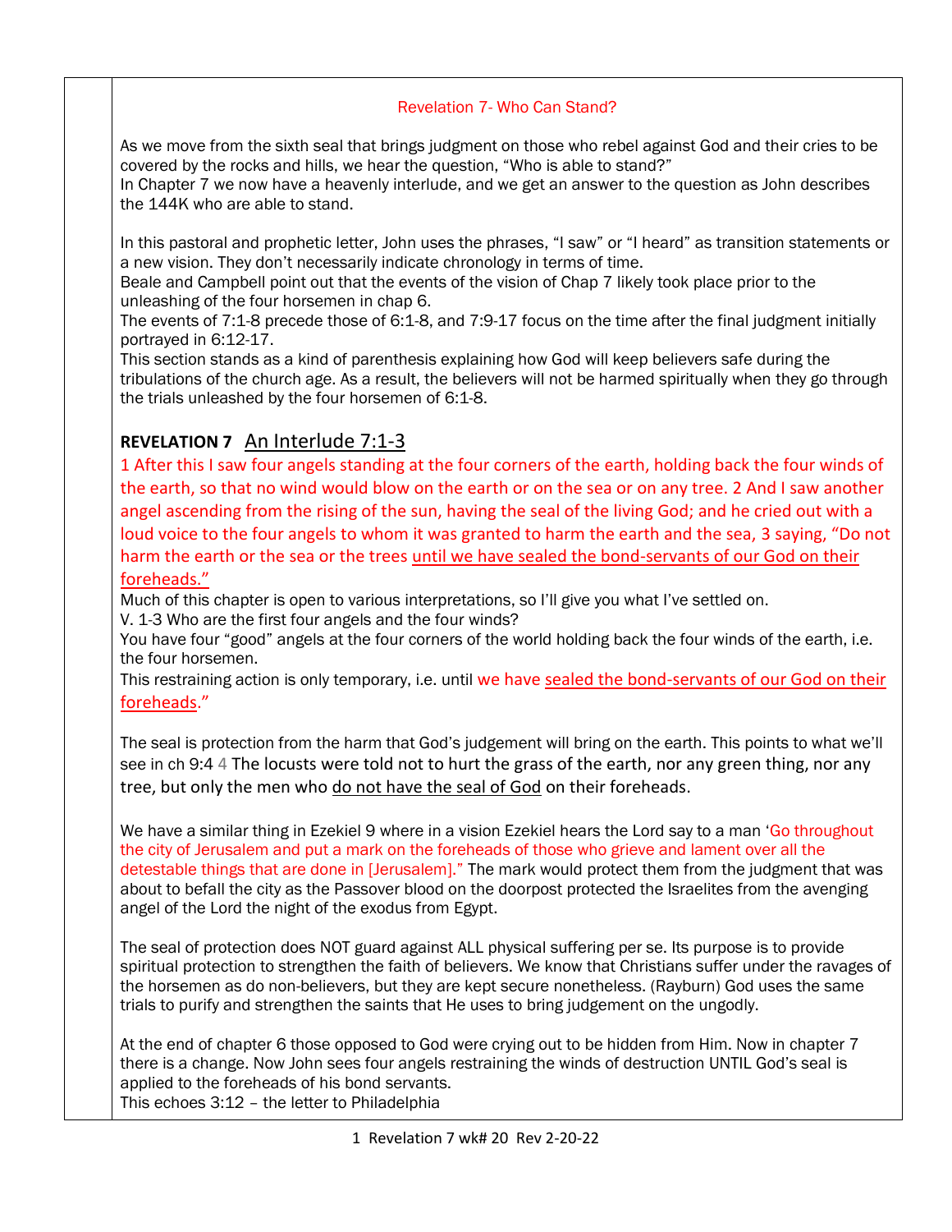## Revelation 7- Who Can Stand?

As we move from the sixth seal that brings judgment on those who rebel against God and their cries to be covered by the rocks and hills, we hear the question, "Who is able to stand?"
In Chapter 7 we now have a heavenly interlude, and we get an answer to the question as John describes the 144K who are able to stand.

In this pastoral and prophetic letter, John uses the phrases, "I saw" or "I heard" as transition statements or a new vision. They don't necessarily indicate chronology in terms of time.
Beale and Campbell point out that the events of the vision of Chap 7 likely took place prior to the unleashing of the four horsemen in chap 6.
The events of 7:1-8 precede those of 6:1-8, and 7:9-17 focus on the time after the final judgment initially portrayed in 6:12-17.
This section stands as a kind of parenthesis explaining how God will keep believers safe during the tribulations of the church age. As a result, the believers will not be harmed spiritually when they go through the trials unleashed by the four horsemen of 6:1-8.

### **REVELATION 7** An Interlude 7:1-3

1 After this I saw four angels standing at the four corners of the earth, holding back the four winds of the earth, so that no wind would blow on the earth or on the sea or on any tree. 2 And I saw another angel ascending from the rising of the sun, having the seal of the living God; and he cried out with a loud voice to the four angels to whom it was granted to harm the earth and the sea, 3 saying, "Do not harm the earth or the sea or the trees until we have sealed the bond-servants of our God on their foreheads."

Much of this chapter is open to various interpretations, so I'll give you what I've settled on.
V. 1-3 Who are the first four angels and the four winds?
You have four "good" angels at the four corners of the world holding back the four winds of the earth, i.e. the four horsemen.
This restraining action is only temporary, i.e. until we have sealed the bond-servants of our God on their foreheads."

The seal is protection from the harm that God's judgement will bring on the earth. This points to what we'll see in ch 9:4 4 The locusts were told not to hurt the grass of the earth, nor any green thing, nor any tree, but only the men who do not have the seal of God on their foreheads.

We have a similar thing in Ezekiel 9 where in a vision Ezekiel hears the Lord say to a man 'Go throughout the city of Jerusalem and put a mark on the foreheads of those who grieve and lament over all the detestable things that are done in [Jerusalem]." The mark would protect them from the judgment that was about to befall the city as the Passover blood on the doorpost protected the Israelites from the avenging angel of the Lord the night of the exodus from Egypt.

The seal of protection does NOT guard against ALL physical suffering per se. Its purpose is to provide spiritual protection to strengthen the faith of believers. We know that Christians suffer under the ravages of the horsemen as do non-believers, but they are kept secure nonetheless. (Rayburn) God uses the same trials to purify and strengthen the saints that He uses to bring judgement on the ungodly.

At the end of chapter 6 those opposed to God were crying out to be hidden from Him. Now in chapter 7 there is a change. Now John sees four angels restraining the winds of destruction UNTIL God's seal is applied to the foreheads of his bond servants.
This echoes 3:12 – the letter to Philadelphia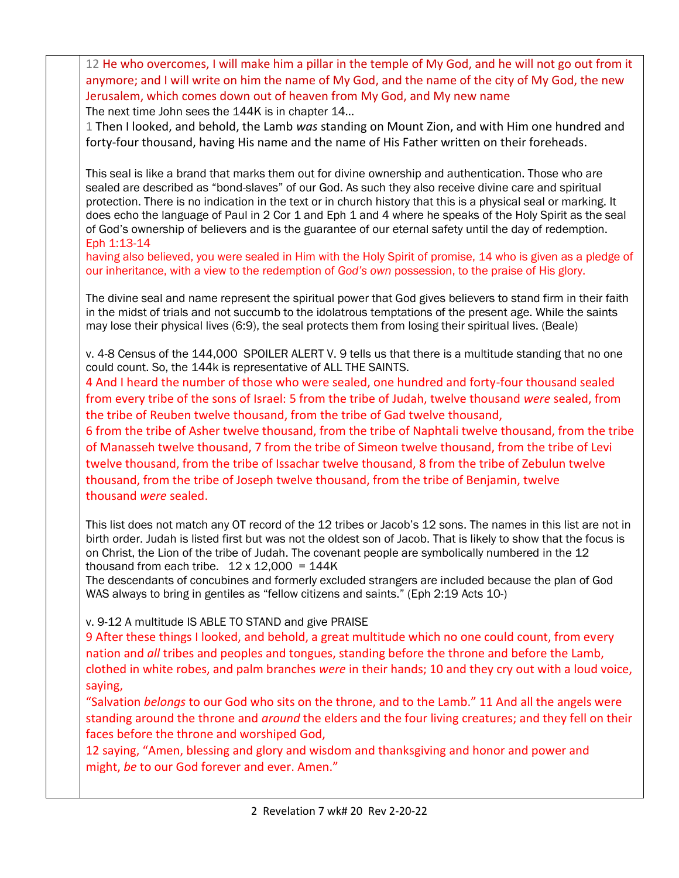12 He who overcomes, I will make him a pillar in the temple of My God, and he will not go out from it anymore; and I will write on him the name of My God, and the name of the city of My God, the new Jerusalem, which comes down out of heaven from My God, and My new name

The next time John sees the 144K is in chapter 14…

1 Then I looked, and behold, the Lamb *was* standing on Mount Zion, and with Him one hundred and forty-four thousand, having His name and the name of His Father written on their foreheads.

This seal is like a brand that marks them out for divine ownership and authentication. Those who are sealed are described as "bond-slaves" of our God. As such they also receive divine care and spiritual protection. There is no indication in the text or in church history that this is a physical seal or marking. It does echo the language of Paul in 2 Cor 1 and Eph 1 and 4 where he speaks of the Holy Spirit as the seal of God's ownership of believers and is the guarantee of our eternal safety until the day of redemption.

Eph 1:13-14

having also believed, you were sealed in Him with the Holy Spirit of promise, 14 who is given as a pledge of our inheritance, with a view to the redemption of *God's own* possession, to the praise of His glory.

The divine seal and name represent the spiritual power that God gives believers to stand firm in their faith in the midst of trials and not succumb to the idolatrous temptations of the present age. While the saints may lose their physical lives (6:9), the seal protects them from losing their spiritual lives. (Beale)

v. 4-8 Census of the 144,000 SPOILER ALERT V. 9 tells us that there is a multitude standing that no one could count. So, the 144k is representative of ALL THE SAINTS.

4 And I heard the number of those who were sealed, one hundred and forty-four thousand sealed from every tribe of the sons of Israel: 5 from the tribe of Judah, twelve thousand *were* sealed, from the tribe of Reuben twelve thousand, from the tribe of Gad twelve thousand,
6 from the tribe of Asher twelve thousand, from the tribe of Naphtali twelve thousand, from the tribe of Manasseh twelve thousand, 7 from the tribe of Simeon twelve thousand, from the tribe of Levi twelve thousand, from the tribe of Issachar twelve thousand, 8 from the tribe of Zebulun twelve thousand, from the tribe of Joseph twelve thousand, from the tribe of Benjamin, twelve thousand *were* sealed.

This list does not match any OT record of the 12 tribes or Jacob's 12 sons. The names in this list are not in birth order. Judah is listed first but was not the oldest son of Jacob. That is likely to show that the focus is on Christ, the Lion of the tribe of Judah. The covenant people are symbolically numbered in the 12 thousand from each tribe. 12 x 12,000 = 144K

The descendants of concubines and formerly excluded strangers are included because the plan of God WAS always to bring in gentiles as "fellow citizens and saints." (Eph 2:19 Acts 10-)

v. 9-12 A multitude IS ABLE TO STAND and give PRAISE

9 After these things I looked, and behold, a great multitude which no one could count, from every nation and *all* tribes and peoples and tongues, standing before the throne and before the Lamb, clothed in white robes, and palm branches *were* in their hands; 10 and they cry out with a loud voice, saying,
"Salvation *belongs* to our God who sits on the throne, and to the Lamb." 11 And all the angels were standing around the throne and *around* the elders and the four living creatures; and they fell on their faces before the throne and worshiped God,
12 saying, "Amen, blessing and glory and wisdom and thanksgiving and honor and power and might, *be* to our God forever and ever. Amen."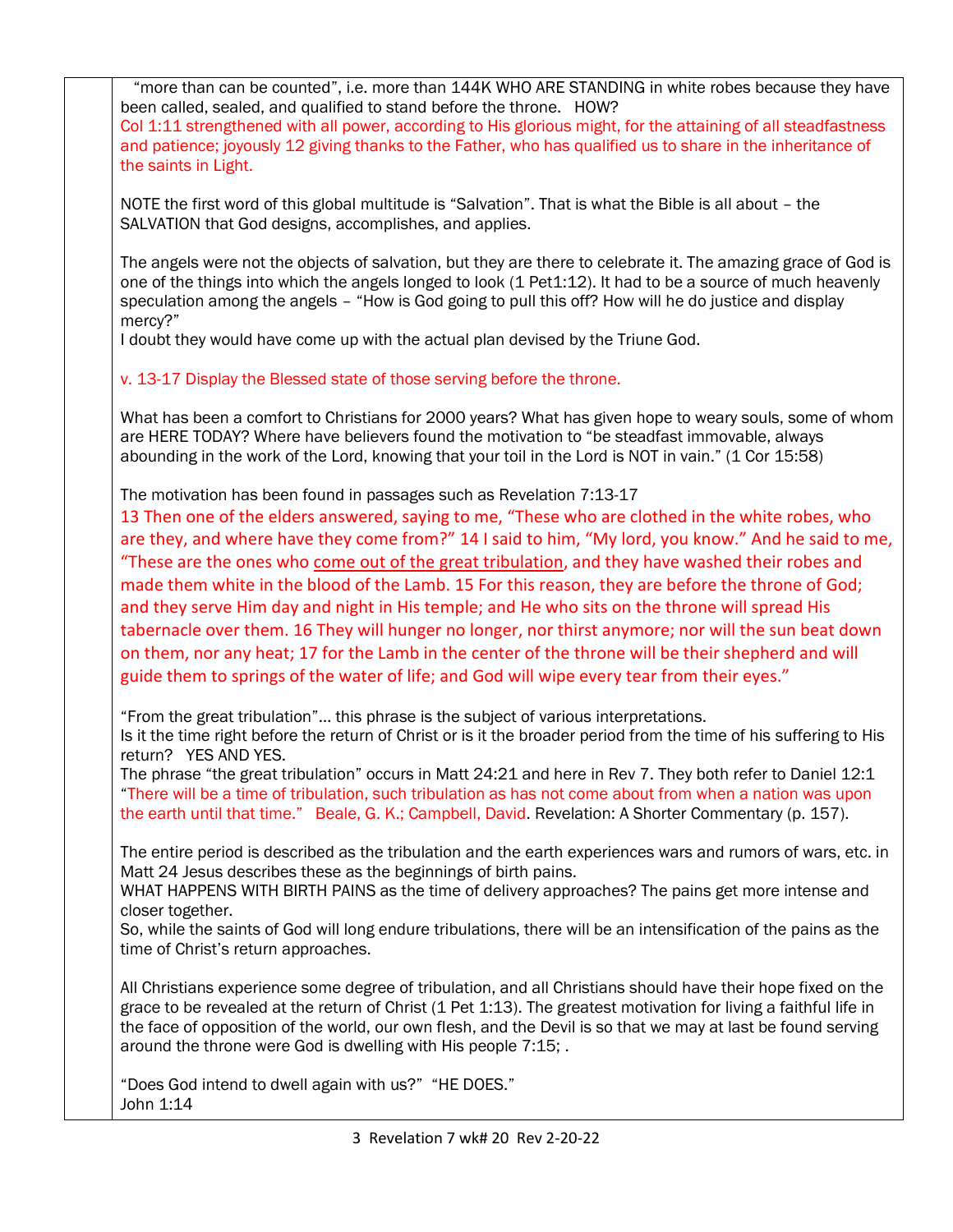"more than can be counted", i.e. more than 144K WHO ARE STANDING in white robes because they have been called, sealed, and qualified to stand before the throne. HOW?
Col 1:11 strengthened with all power, according to His glorious might, for the attaining of all steadfastness and patience; joyously 12 giving thanks to the Father, who has qualified us to share in the inheritance of the saints in Light.

NOTE the first word of this global multitude is "Salvation". That is what the Bible is all about – the SALVATION that God designs, accomplishes, and applies.

The angels were not the objects of salvation, but they are there to celebrate it. The amazing grace of God is one of the things into which the angels longed to look (1 Pet1:12). It had to be a source of much heavenly speculation among the angels – "How is God going to pull this off? How will he do justice and display mercy?"
I doubt they would have come up with the actual plan devised by the Triune God.

v. 13-17 Display the Blessed state of those serving before the throne.

What has been a comfort to Christians for 2000 years? What has given hope to weary souls, some of whom are HERE TODAY? Where have believers found the motivation to "be steadfast immovable, always abounding in the work of the Lord, knowing that your toil in the Lord is NOT in vain." (1 Cor 15:58)

The motivation has been found in passages such as Revelation 7:13-17
13 Then one of the elders answered, saying to me, "These who are clothed in the white robes, who are they, and where have they come from?" 14 I said to him, "My lord, you know." And he said to me, "These are the ones who <u>come out of the great tribulation</u>, and they have washed their robes and made them white in the blood of the Lamb. 15 For this reason, they are before the throne of God; and they serve Him day and night in His temple; and He who sits on the throne will spread His tabernacle over them. 16 They will hunger no longer, nor thirst anymore; nor will the sun beat down on them, nor any heat; 17 for the Lamb in the center of the throne will be their shepherd and will guide them to springs of the water of life; and God will wipe every tear from their eyes."

"From the great tribulation"… this phrase is the subject of various interpretations.
Is it the time right before the return of Christ or is it the broader period from the time of his suffering to His return? YES AND YES.
The phrase "the great tribulation" occurs in Matt 24:21 and here in Rev 7. They both refer to Daniel 12:1 "There will be a time of tribulation, such tribulation as has not come about from when a nation was upon the earth until that time." Beale, G. K.; Campbell, David. Revelation: A Shorter Commentary (p. 157).

The entire period is described as the tribulation and the earth experiences wars and rumors of wars, etc. in Matt 24 Jesus describes these as the beginnings of birth pains.
WHAT HAPPENS WITH BIRTH PAINS as the time of delivery approaches? The pains get more intense and closer together.
So, while the saints of God will long endure tribulations, there will be an intensification of the pains as the time of Christ's return approaches.

All Christians experience some degree of tribulation, and all Christians should have their hope fixed on the grace to be revealed at the return of Christ (1 Pet 1:13). The greatest motivation for living a faithful life in the face of opposition of the world, our own flesh, and the Devil is so that we may at last be found serving around the throne were God is dwelling with His people 7:15; .

"Does God intend to dwell again with us?" "HE DOES."
John 1:14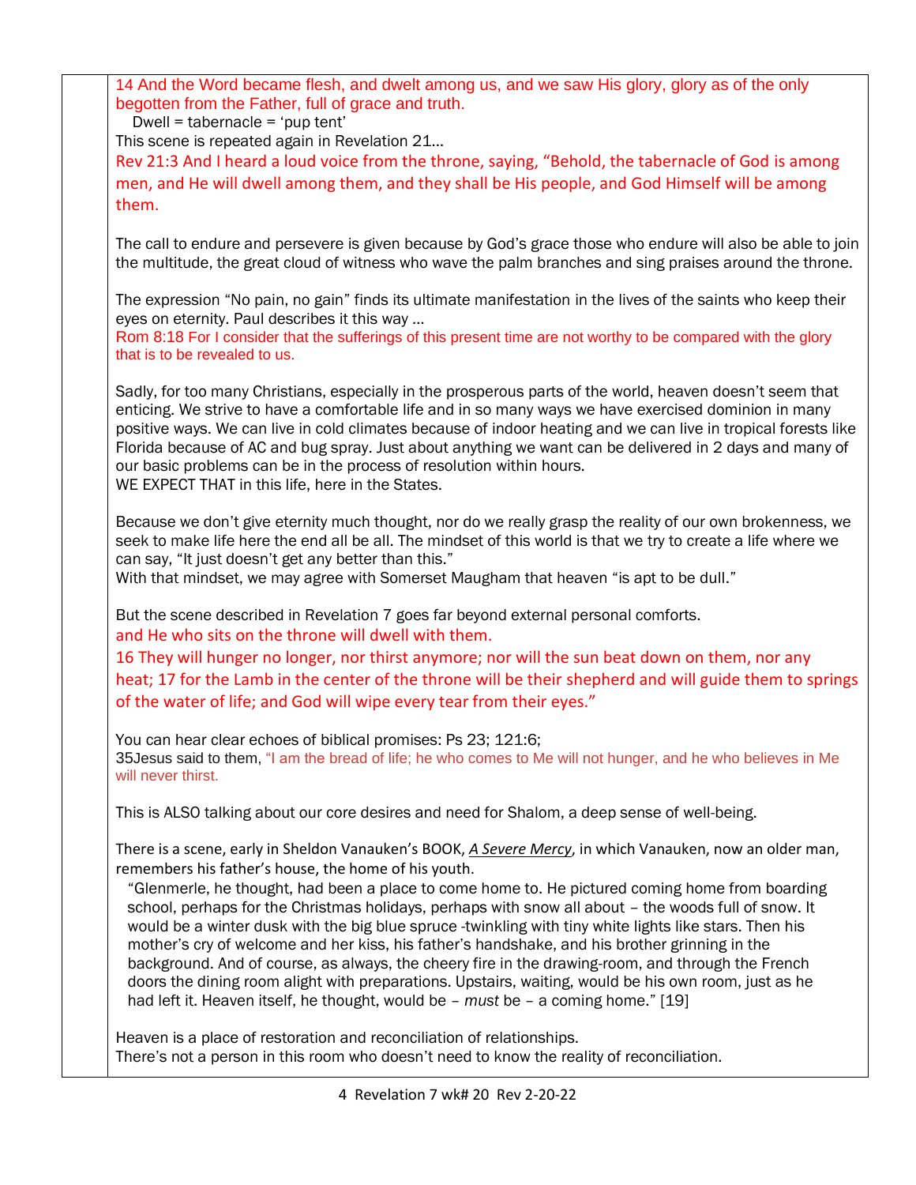14 And the Word became flesh, and dwelt among us, and we saw His glory, glory as of the only begotten from the Father, full of grace and truth.

Dwell = tabernacle = 'pup tent'

This scene is repeated again in Revelation 21…

Rev 21:3 And I heard a loud voice from the throne, saying, "Behold, the tabernacle of God is among men, and He will dwell among them, and they shall be His people, and God Himself will be among them.

The call to endure and persevere is given because by God's grace those who endure will also be able to join the multitude, the great cloud of witness who wave the palm branches and sing praises around the throne.

The expression "No pain, no gain" finds its ultimate manifestation in the lives of the saints who keep their eyes on eternity. Paul describes it this way …

Rom 8:18 For I consider that the sufferings of this present time are not worthy to be compared with the glory that is to be revealed to us.

Sadly, for too many Christians, especially in the prosperous parts of the world, heaven doesn't seem that enticing. We strive to have a comfortable life and in so many ways we have exercised dominion in many positive ways. We can live in cold climates because of indoor heating and we can live in tropical forests like Florida because of AC and bug spray. Just about anything we want can be delivered in 2 days and many of our basic problems can be in the process of resolution within hours.

WE EXPECT THAT in this life, here in the States.

Because we don't give eternity much thought, nor do we really grasp the reality of our own brokenness, we seek to make life here the end all be all. The mindset of this world is that we try to create a life where we can say, "It just doesn't get any better than this."

With that mindset, we may agree with Somerset Maugham that heaven "is apt to be dull."

But the scene described in Revelation 7 goes far beyond external personal comforts.

and He who sits on the throne will dwell with them.

16 They will hunger no longer, nor thirst anymore; nor will the sun beat down on them, nor any heat; 17 for the Lamb in the center of the throne will be their shepherd and will guide them to springs of the water of life; and God will wipe every tear from their eyes."

You can hear clear echoes of biblical promises: Ps 23; 121:6;

35Jesus said to them, "I am the bread of life; he who comes to Me will not hunger, and he who believes in Me will never thirst.

This is ALSO talking about our core desires and need for Shalom, a deep sense of well-being.

There is a scene, early in Sheldon Vanauken's BOOK, ***A Severe Mercy***, in which Vanauken, now an older man, remembers his father's house, the home of his youth.

> "Glenmerle, he thought, had been a place to come home to. He pictured coming home from boarding school, perhaps for the Christmas holidays, perhaps with snow all about – the woods full of snow. It would be a winter dusk with the big blue spruce -twinkling with tiny white lights like stars. Then his mother's cry of welcome and her kiss, his father's handshake, and his brother grinning in the background. And of course, as always, the cheery fire in the drawing-room, and through the French doors the dining room alight with preparations. Upstairs, waiting, would be his own room, just as he had left it. Heaven itself, he thought, would be – *must* be – a coming home." [19]

Heaven is a place of restoration and reconciliation of relationships.

There's not a person in this room who doesn't need to know the reality of reconciliation.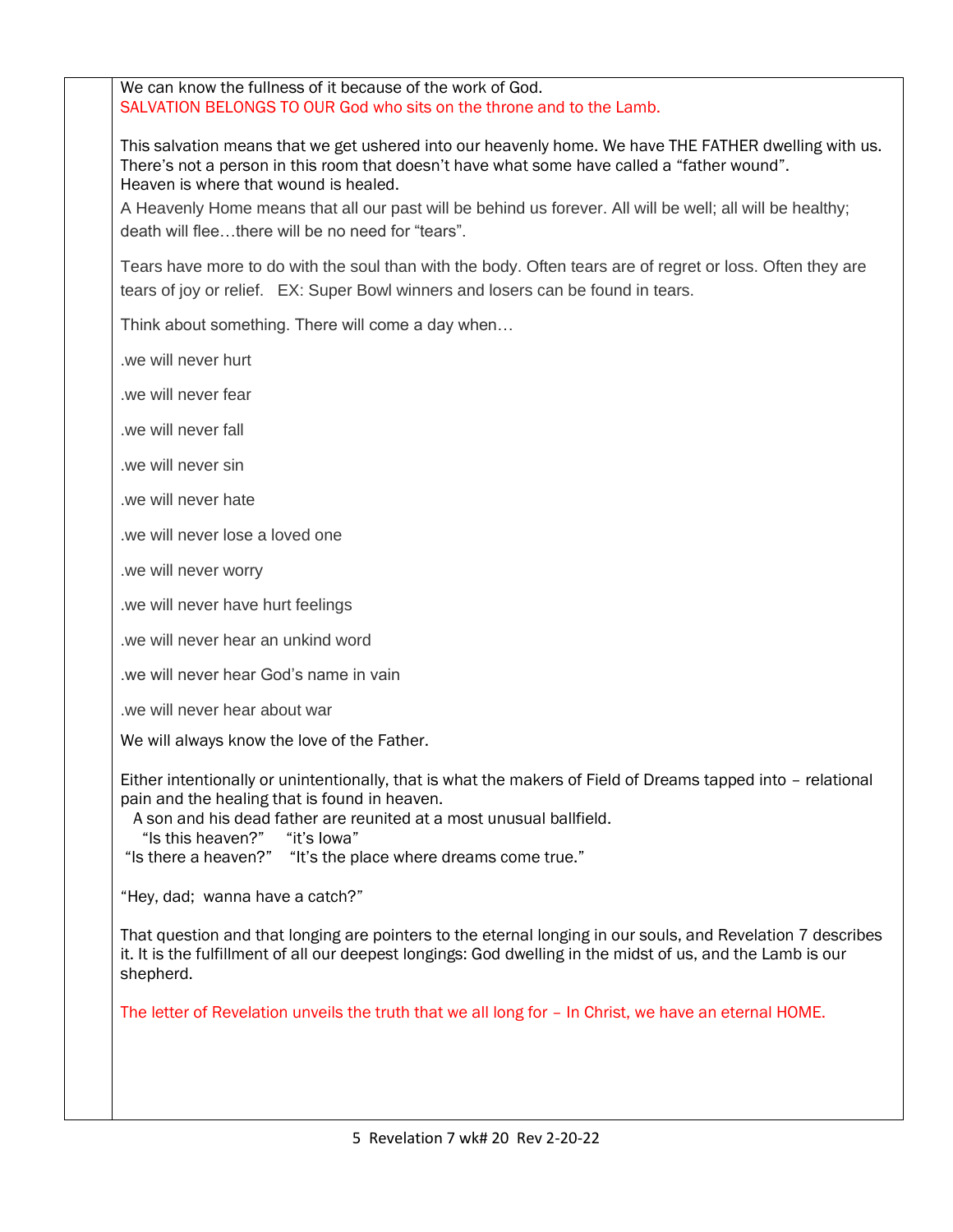We can know the fullness of it because of the work of God.
SALVATION BELONGS TO OUR God who sits on the throne and to the Lamb.

This salvation means that we get ushered into our heavenly home. We have THE FATHER dwelling with us. There's not a person in this room that doesn't have what some have called a "father wound".
Heaven is where that wound is healed.

A Heavenly Home means that all our past will be behind us forever. All will be well; all will be healthy; death will flee…there will be no need for "tears".

Tears have more to do with the soul than with the body. Often tears are of regret or loss. Often they are tears of joy or relief. EX: Super Bowl winners and losers can be found in tears.

Think about something. There will come a day when…

.we will never hurt

.we will never fear

.we will never fall

.we will never sin

.we will never hate

.we will never lose a loved one

.we will never worry

.we will never have hurt feelings

.we will never hear an unkind word

.we will never hear God's name in vain

.we will never hear about war

We will always know the love of the Father.

Either intentionally or unintentionally, that is what the makers of Field of Dreams tapped into – relational pain and the healing that is found in heaven.
A son and his dead father are reunited at a most unusual ballfield.
"Is this heaven?" "it's Iowa"
"Is there a heaven?" "It's the place where dreams come true."

"Hey, dad; wanna have a catch?"

That question and that longing are pointers to the eternal longing in our souls, and Revelation 7 describes it. It is the fulfillment of all our deepest longings: God dwelling in the midst of us, and the Lamb is our shepherd.

The letter of Revelation unveils the truth that we all long for – In Christ, we have an eternal HOME.